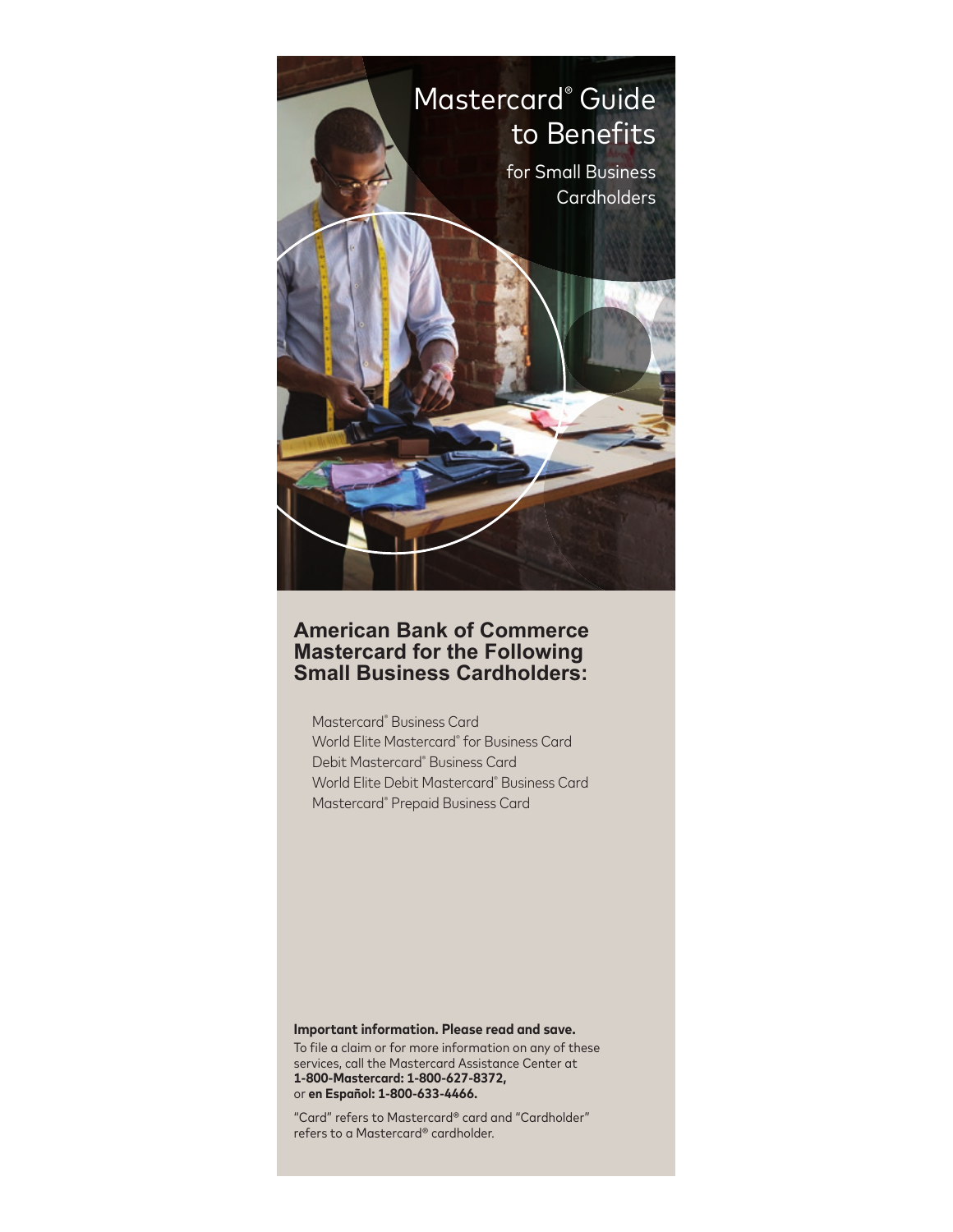# Mastercard® Guide to Benefits

## for Small Business Cardholders

## American Bank of Commerce Mastercard for the Following Small Business Cardholders:

- Mastercard® Business Card
- World Elite Mastercard® for Business Card
- Debit Mastercard® Business Card
- World Elite Debit Mastercard® Business Card
- Mastercard® Prepaid Business Card

**Important information. Please read and save.**

To file a claim or for more information on any of these services, call the Mastercard Assistance Center at **1-800-Mastercard: 1-800-627-8372,** or **en Español: 1-800-633-4466.**

"Card" refers to Mastercard® card and "Cardholder" refers to a Mastercard® cardholder.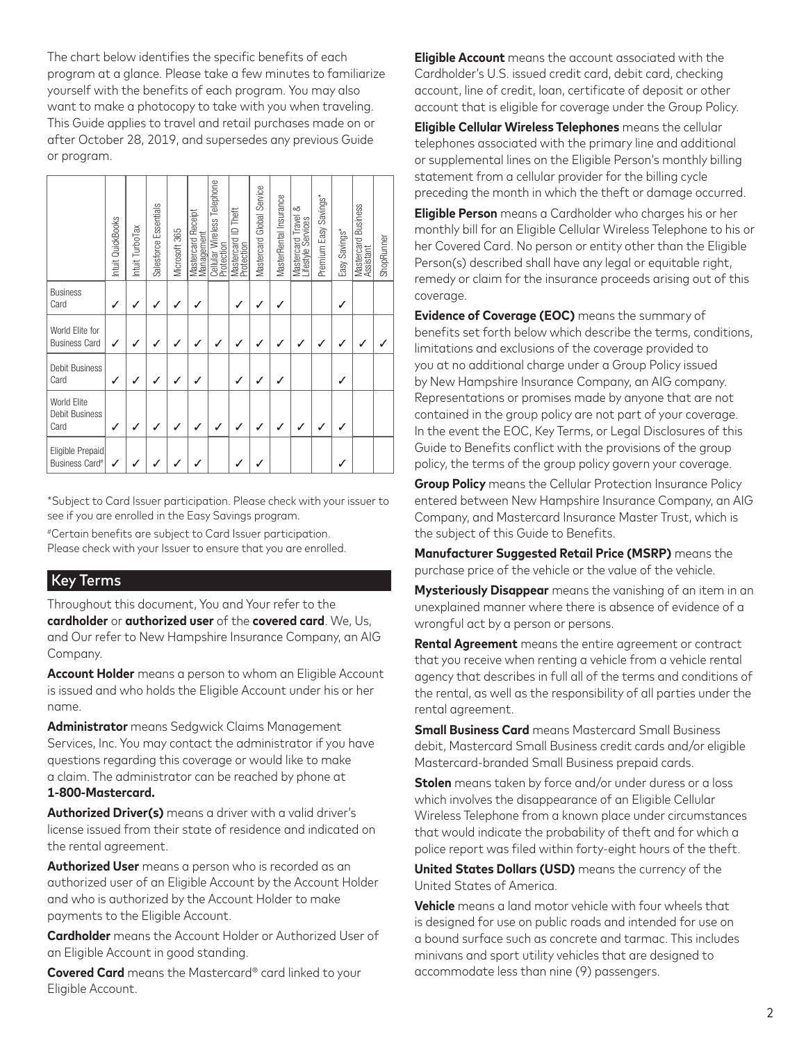The chart below identifies the specific benefits of each program at a glance. Please take a few minutes to familiarize yourself with the benefits of each program. You may also want to make a photocopy to take with you when traveling. This Guide applies to travel and retail purchases made on or after October 28, 2019, and supersedes any previous Guide or program.

| | Intuit QuickBooks | Intuit TurboTax | Salesforce Essentials | Microsoft 365 | Mastercard Receipt Management | Cellular Wireless Telephone Protection | Mastercard ID Theft Protection | Mastercard Global Service | MasterRental Insurance | Mastercard Travel & Lifestyle Services | Premium Easy Savings* | Easy Savings* | Mastercard Business Assistant | ShopRunner |
|---|---|---|---|---|---|---|---|---|---|---|---|---|---|---|
| Business Card | ✓ | ✓ | ✓ | ✓ | ✓ | | ✓ | ✓ | ✓ | | | ✓ | | |
| World Elite for Business Card | ✓ | ✓ | ✓ | ✓ | ✓ | ✓ | ✓ | ✓ | ✓ | ✓ | ✓ | ✓ | ✓ | ✓ |
| Debit Business Card | ✓ | ✓ | ✓ | ✓ | ✓ | | ✓ | ✓ | ✓ | | | ✓ | | |
| World Elite Debit Business Card | ✓ | ✓ | ✓ | ✓ | ✓ | ✓ | ✓ | ✓ | ✓ | ✓ | ✓ | ✓ | | |
| Eligible Prepaid Business Card# | ✓ | ✓ | ✓ | ✓ | ✓ | | ✓ | ✓ | | | | ✓ | | |

*Subject to Card Issuer participation. Please check with your issuer to see if you are enrolled in the Easy Savings program.

#Certain benefits are subject to Card Issuer participation. Please check with your Issuer to ensure that you are enrolled.

## Key Terms

Throughout this document, You and Your refer to the **cardholder** or **authorized user** of the **covered card**. We, Us, and Our refer to New Hampshire Insurance Company, an AIG Company.

**Account Holder** means a person to whom an Eligible Account is issued and who holds the Eligible Account under his or her name.

**Administrator** means Sedgwick Claims Management Services, Inc. You may contact the administrator if you have questions regarding this coverage or would like to make a claim. The administrator can be reached by phone at **1-800-Mastercard.**

**Authorized Driver(s)** means a driver with a valid driver's license issued from their state of residence and indicated on the rental agreement.

**Authorized User** means a person who is recorded as an authorized user of an Eligible Account by the Account Holder and who is authorized by the Account Holder to make payments to the Eligible Account.

**Cardholder** means the Account Holder or Authorized User of an Eligible Account in good standing.

**Covered Card** means the Mastercard® card linked to your Eligible Account.

**Eligible Account** means the account associated with the Cardholder's U.S. issued credit card, debit card, checking account, line of credit, loan, certificate of deposit or other account that is eligible for coverage under the Group Policy.

**Eligible Cellular Wireless Telephones** means the cellular telephones associated with the primary line and additional or supplemental lines on the Eligible Person's monthly billing statement from a cellular provider for the billing cycle preceding the month in which the theft or damage occurred.

**Eligible Person** means a Cardholder who charges his or her monthly bill for an Eligible Cellular Wireless Telephone to his or her Covered Card. No person or entity other than the Eligible Person(s) described shall have any legal or equitable right, remedy or claim for the insurance proceeds arising out of this coverage.

**Evidence of Coverage (EOC)** means the summary of benefits set forth below which describe the terms, conditions, limitations and exclusions of the coverage provided to you at no additional charge under a Group Policy issued by New Hampshire Insurance Company, an AIG company. Representations or promises made by anyone that are not contained in the group policy are not part of your coverage. In the event the EOC, Key Terms, or Legal Disclosures of this Guide to Benefits conflict with the provisions of the group policy, the terms of the group policy govern your coverage.

**Group Policy** means the Cellular Protection Insurance Policy entered between New Hampshire Insurance Company, an AIG Company, and Mastercard Insurance Master Trust, which is the subject of this Guide to Benefits.

**Manufacturer Suggested Retail Price (MSRP)** means the purchase price of the vehicle or the value of the vehicle.

**Mysteriously Disappear** means the vanishing of an item in an unexplained manner where there is absence of evidence of a wrongful act by a person or persons.

**Rental Agreement** means the entire agreement or contract that you receive when renting a vehicle from a vehicle rental agency that describes in full all of the terms and conditions of the rental, as well as the responsibility of all parties under the rental agreement.

**Small Business Card** means Mastercard Small Business debit, Mastercard Small Business credit cards and/or eligible Mastercard-branded Small Business prepaid cards.

**Stolen** means taken by force and/or under duress or a loss which involves the disappearance of an Eligible Cellular Wireless Telephone from a known place under circumstances that would indicate the probability of theft and for which a police report was filed within forty-eight hours of the theft.

**United States Dollars (USD)** means the currency of the United States of America.

**Vehicle** means a land motor vehicle with four wheels that is designed for use on public roads and intended for use on a bound surface such as concrete and tarmac. This includes minivans and sport utility vehicles that are designed to accommodate less than nine (9) passengers.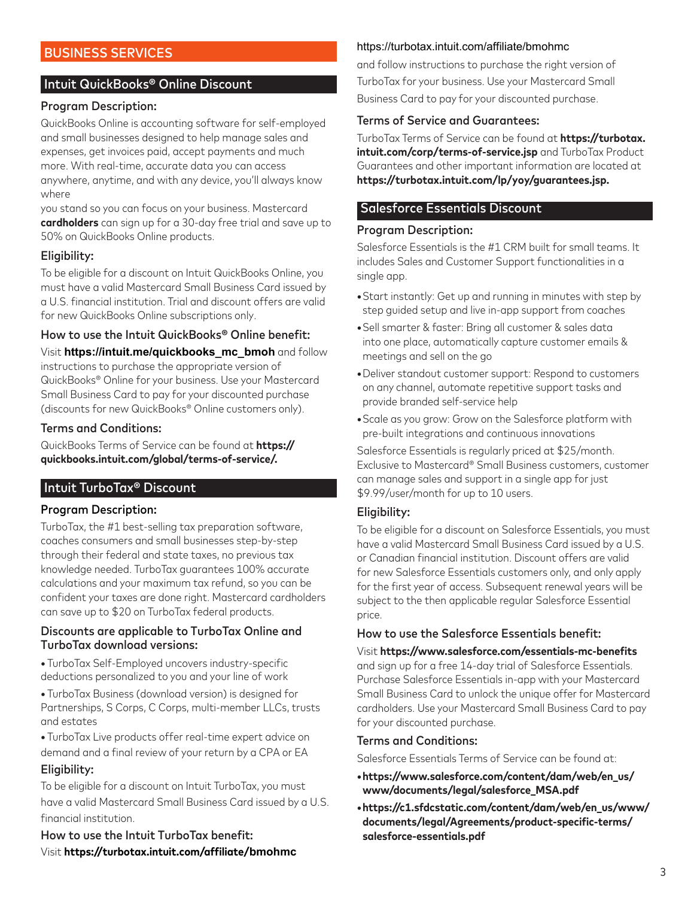# BUSINESS SERVICES

## Intuit QuickBooks® Online Discount

### Program Description:

QuickBooks Online is accounting software for self-employed and small businesses designed to help manage sales and expenses, get invoices paid, accept payments and much more. With real-time, accurate data you can access anywhere, anytime, and with any device, you'll always know where

you stand so you can focus on your business. Mastercard **cardholders** can sign up for a 30-day free trial and save up to 50% on QuickBooks Online products.

### Eligibility:

To be eligible for a discount on Intuit QuickBooks Online, you must have a valid Mastercard Small Business Card issued by a U.S. financial institution. Trial and discount offers are valid for new QuickBooks Online subscriptions only.

### How to use the Intuit QuickBooks® Online benefit:

Visit **https://intuit.me/quickbooks_mc_bmoh** and follow instructions to purchase the appropriate version of QuickBooks® Online for your business. Use your Mastercard Small Business Card to pay for your discounted purchase (discounts for new QuickBooks® Online customers only).

### Terms and Conditions:

QuickBooks Terms of Service can be found at **https://quickbooks.intuit.com/global/terms-of-service/.**

## Intuit TurboTax® Discount

### Program Description:

TurboTax, the #1 best-selling tax preparation software, coaches consumers and small businesses step-by-step through their federal and state taxes, no previous tax knowledge needed. TurboTax guarantees 100% accurate calculations and your maximum tax refund, so you can be confident your taxes are done right. Mastercard cardholders can save up to $20 on TurboTax federal products.

### Discounts are applicable to TurboTax Online and TurboTax download versions:

- TurboTax Self-Employed uncovers industry-specific deductions personalized to you and your line of work
- TurboTax Business (download version) is designed for Partnerships, S Corps, C Corps, multi-member LLCs, trusts and estates
- TurboTax Live products offer real-time expert advice on demand and a final review of your return by a CPA or EA

### Eligibility:

To be eligible for a discount on Intuit TurboTax, you must have a valid Mastercard Small Business Card issued by a U.S. financial institution.

### How to use the Intuit TurboTax benefit:

Visit **https://turbotax.intuit.com/affiliate/bmohmc**

https://turbotax.intuit.com/affiliate/bmohmc

and follow instructions to purchase the right version of TurboTax for your business. Use your Mastercard Small Business Card to pay for your discounted purchase.

### Terms of Service and Guarantees:

TurboTax Terms of Service can be found at **https://turbotax.intuit.com/corp/terms-of-service.jsp** and TurboTax Product Guarantees and other important information are located at **https://turbotax.intuit.com/lp/yoy/guarantees.jsp.**

## Salesforce Essentials Discount

### Program Description:

Salesforce Essentials is the #1 CRM built for small teams. It includes Sales and Customer Support functionalities in a single app.

- Start instantly: Get up and running in minutes with step by step guided setup and live in-app support from coaches
- Sell smarter & faster: Bring all customer & sales data into one place, automatically capture customer emails & meetings and sell on the go
- Deliver standout customer support: Respond to customers on any channel, automate repetitive support tasks and provide branded self-service help
- Scale as you grow: Grow on the Salesforce platform with pre-built integrations and continuous innovations

Salesforce Essentials is regularly priced at $25/month. Exclusive to Mastercard® Small Business customers, customer can manage sales and support in a single app for just $9.99/user/month for up to 10 users.

### Eligibility:

To be eligible for a discount on Salesforce Essentials, you must have a valid Mastercard Small Business Card issued by a U.S. or Canadian financial institution. Discount offers are valid for new Salesforce Essentials customers only, and only apply for the first year of access. Subsequent renewal years will be subject to the then applicable regular Salesforce Essential price.

### How to use the Salesforce Essentials benefit:

Visit **https://www.salesforce.com/essentials-mc-benefits** and sign up for a free 14-day trial of Salesforce Essentials. Purchase Salesforce Essentials in-app with your Mastercard Small Business Card to unlock the unique offer for Mastercard cardholders. Use your Mastercard Small Business Card to pay for your discounted purchase.

### Terms and Conditions:

Salesforce Essentials Terms of Service can be found at:

- **https://www.salesforce.com/content/dam/web/en_us/www/documents/legal/salesforce_MSA.pdf**
- **https://c1.sfdcstatic.com/content/dam/web/en_us/www/documents/legal/Agreements/product-specific-terms/salesforce-essentials.pdf**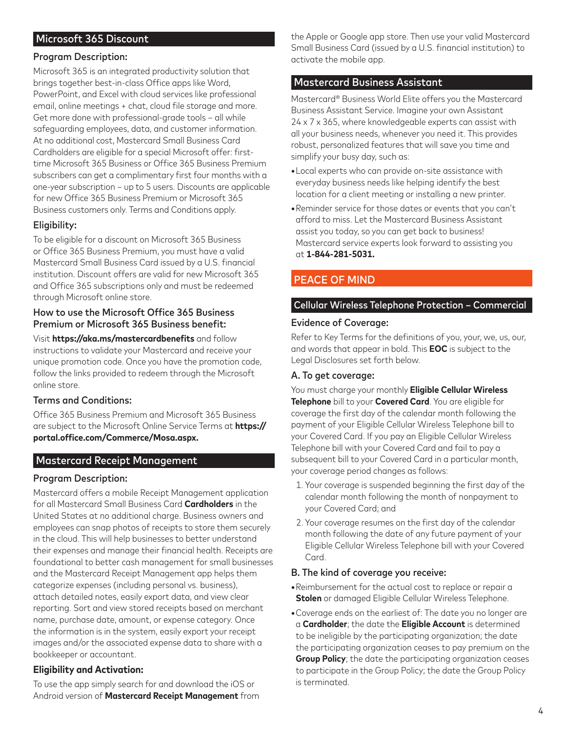## Microsoft 365 Discount

### Program Description:

Microsoft 365 is an integrated productivity solution that brings together best-in-class Office apps like Word, PowerPoint, and Excel with cloud services like professional email, online meetings + chat, cloud file storage and more. Get more done with professional-grade tools – all while safeguarding employees, data, and customer information. At no additional cost, Mastercard Small Business Card Cardholders are eligible for a special Microsoft offer: first-time Microsoft 365 Business or Office 365 Business Premium subscribers can get a complimentary first four months with a one-year subscription – up to 5 users. Discounts are applicable for new Office 365 Business Premium or Microsoft 365 Business customers only. Terms and Conditions apply.

### Eligibility:

To be eligible for a discount on Microsoft 365 Business or Office 365 Business Premium, you must have a valid Mastercard Small Business Card issued by a U.S. financial institution. Discount offers are valid for new Microsoft 365 and Office 365 subscriptions only and must be redeemed through Microsoft online store.

### How to use the Microsoft Office 365 Business Premium or Microsoft 365 Business benefit:

Visit **https://aka.ms/mastercardbenefits** and follow instructions to validate your Mastercard and receive your unique promotion code. Once you have the promotion code, follow the links provided to redeem through the Microsoft online store.

### Terms and Conditions:

Office 365 Business Premium and Microsoft 365 Business are subject to the Microsoft Online Service Terms at **https://portal.office.com/Commerce/Mosa.aspx.**

## Mastercard Receipt Management

### Program Description:

Mastercard offers a mobile Receipt Management application for all Mastercard Small Business Card **Cardholders** in the United States at no additional charge. Business owners and employees can snap photos of receipts to store them securely in the cloud. This will help businesses to better understand their expenses and manage their financial health. Receipts are foundational to better cash management for small businesses and the Mastercard Receipt Management app helps them categorize expenses (including personal vs. business), attach detailed notes, easily export data, and view clear reporting. Sort and view stored receipts based on merchant name, purchase date, amount, or expense category. Once the information is in the system, easily export your receipt images and/or the associated expense data to share with a bookkeeper or accountant.

### Eligibility and Activation:

To use the app simply search for and download the iOS or Android version of **Mastercard Receipt Management** from the Apple or Google app store. Then use your valid Mastercard Small Business Card (issued by a U.S. financial institution) to activate the mobile app.

## Mastercard Business Assistant

Mastercard® Business World Elite offers you the Mastercard Business Assistant Service. Imagine your own Assistant 24 x 7 x 365, where knowledgeable experts can assist with all your business needs, whenever you need it. This provides robust, personalized features that will save you time and simplify your busy day, such as:

- Local experts who can provide on-site assistance with everyday business needs like helping identify the best location for a client meeting or installing a new printer.
- Reminder service for those dates or events that you can't afford to miss. Let the Mastercard Business Assistant assist you today, so you can get back to business! Mastercard service experts look forward to assisting you at **1-844-281-5031.**

# PEACE OF MIND

## Cellular Wireless Telephone Protection – Commercial

### Evidence of Coverage:

Refer to Key Terms for the definitions of you, your, we, us, our, and words that appear in bold. This **EOC** is subject to the Legal Disclosures set forth below.

### A. To get coverage:

You must charge your monthly **Eligible Cellular Wireless Telephone** bill to your **Covered Card**. You are eligible for coverage the first day of the calendar month following the payment of your Eligible Cellular Wireless Telephone bill to your Covered Card. If you pay an Eligible Cellular Wireless Telephone bill with your Covered Card and fail to pay a subsequent bill to your Covered Card in a particular month, your coverage period changes as follows:

1. Your coverage is suspended beginning the first day of the calendar month following the month of nonpayment to your Covered Card; and
2. Your coverage resumes on the first day of the calendar month following the date of any future payment of your Eligible Cellular Wireless Telephone bill with your Covered Card.

### B. The kind of coverage you receive:

- Reimbursement for the actual cost to replace or repair a **Stolen** or damaged Eligible Cellular Wireless Telephone.
- Coverage ends on the earliest of: The date you no longer are a **Cardholder**; the date the **Eligible Account** is determined to be ineligible by the participating organization; the date the participating organization ceases to pay premium on the **Group Policy**; the date the participating organization ceases to participate in the Group Policy; the date the Group Policy is terminated.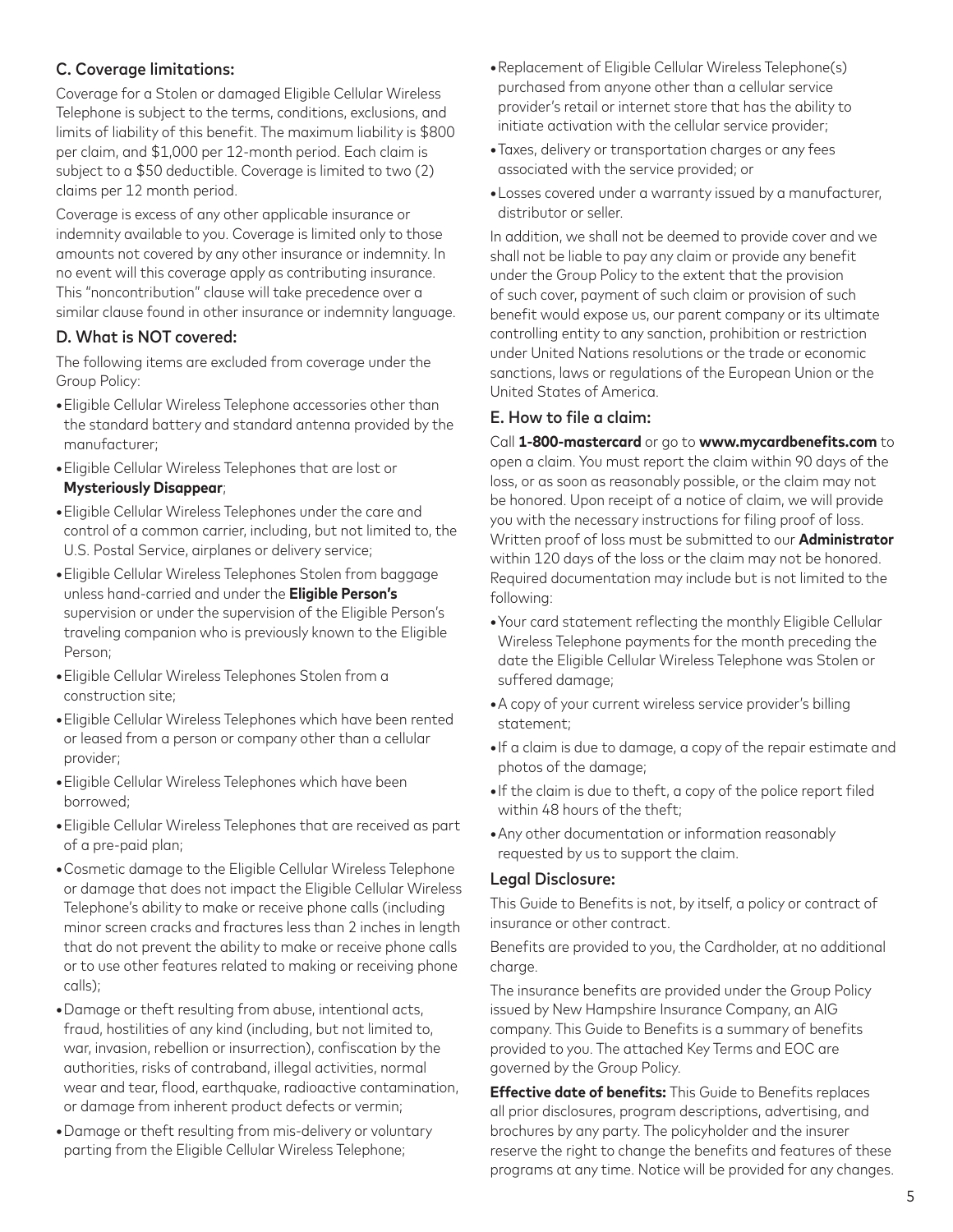### C. Coverage limitations:

Coverage for a Stolen or damaged Eligible Cellular Wireless Telephone is subject to the terms, conditions, exclusions, and limits of liability of this benefit. The maximum liability is $800 per claim, and $1,000 per 12-month period. Each claim is subject to a $50 deductible. Coverage is limited to two (2) claims per 12 month period.

Coverage is excess of any other applicable insurance or indemnity available to you. Coverage is limited only to those amounts not covered by any other insurance or indemnity. In no event will this coverage apply as contributing insurance. This "noncontribution" clause will take precedence over a similar clause found in other insurance or indemnity language.

### D. What is NOT covered:

The following items are excluded from coverage under the Group Policy:

- Eligible Cellular Wireless Telephone accessories other than the standard battery and standard antenna provided by the manufacturer;
- Eligible Cellular Wireless Telephones that are lost or **Mysteriously Disappear**;
- Eligible Cellular Wireless Telephones under the care and control of a common carrier, including, but not limited to, the U.S. Postal Service, airplanes or delivery service;
- Eligible Cellular Wireless Telephones Stolen from baggage unless hand-carried and under the **Eligible Person's** supervision or under the supervision of the Eligible Person's traveling companion who is previously known to the Eligible Person;
- Eligible Cellular Wireless Telephones Stolen from a construction site;
- Eligible Cellular Wireless Telephones which have been rented or leased from a person or company other than a cellular provider;
- Eligible Cellular Wireless Telephones which have been borrowed;
- Eligible Cellular Wireless Telephones that are received as part of a pre-paid plan;
- Cosmetic damage to the Eligible Cellular Wireless Telephone or damage that does not impact the Eligible Cellular Wireless Telephone's ability to make or receive phone calls (including minor screen cracks and fractures less than 2 inches in length that do not prevent the ability to make or receive phone calls or to use other features related to making or receiving phone calls);
- Damage or theft resulting from abuse, intentional acts, fraud, hostilities of any kind (including, but not limited to, war, invasion, rebellion or insurrection), confiscation by the authorities, risks of contraband, illegal activities, normal wear and tear, flood, earthquake, radioactive contamination, or damage from inherent product defects or vermin;
- Damage or theft resulting from mis-delivery or voluntary parting from the Eligible Cellular Wireless Telephone;
- Replacement of Eligible Cellular Wireless Telephone(s) purchased from anyone other than a cellular service provider's retail or internet store that has the ability to initiate activation with the cellular service provider;
- Taxes, delivery or transportation charges or any fees associated with the service provided; or
- Losses covered under a warranty issued by a manufacturer, distributor or seller.

In addition, we shall not be deemed to provide cover and we shall not be liable to pay any claim or provide any benefit under the Group Policy to the extent that the provision of such cover, payment of such claim or provision of such benefit would expose us, our parent company or its ultimate controlling entity to any sanction, prohibition or restriction under United Nations resolutions or the trade or economic sanctions, laws or regulations of the European Union or the United States of America.

### E. How to file a claim:

Call **1-800-mastercard** or go to **www.mycardbenefits.com** to open a claim. You must report the claim within 90 days of the loss, or as soon as reasonably possible, or the claim may not be honored. Upon receipt of a notice of claim, we will provide you with the necessary instructions for filing proof of loss. Written proof of loss must be submitted to our **Administrator** within 120 days of the loss or the claim may not be honored. Required documentation may include but is not limited to the following:

- Your card statement reflecting the monthly Eligible Cellular Wireless Telephone payments for the month preceding the date the Eligible Cellular Wireless Telephone was Stolen or suffered damage;
- A copy of your current wireless service provider's billing statement;
- If a claim is due to damage, a copy of the repair estimate and photos of the damage;
- If the claim is due to theft, a copy of the police report filed within 48 hours of the theft;
- Any other documentation or information reasonably requested by us to support the claim.

### Legal Disclosure:

This Guide to Benefits is not, by itself, a policy or contract of insurance or other contract.

Benefits are provided to you, the Cardholder, at no additional charge.

The insurance benefits are provided under the Group Policy issued by New Hampshire Insurance Company, an AIG company. This Guide to Benefits is a summary of benefits provided to you. The attached Key Terms and EOC are governed by the Group Policy.

**Effective date of benefits:** This Guide to Benefits replaces all prior disclosures, program descriptions, advertising, and brochures by any party. The policyholder and the insurer reserve the right to change the benefits and features of these programs at any time. Notice will be provided for any changes.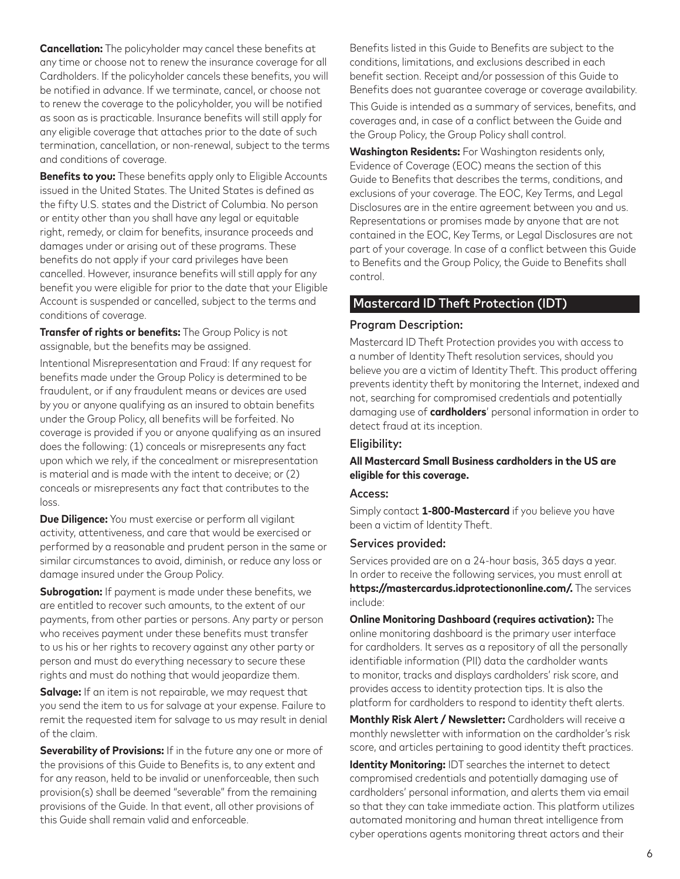**Cancellation:** The policyholder may cancel these benefits at any time or choose not to renew the insurance coverage for all Cardholders. If the policyholder cancels these benefits, you will be notified in advance. If we terminate, cancel, or choose not to renew the coverage to the policyholder, you will be notified as soon as is practicable. Insurance benefits will still apply for any eligible coverage that attaches prior to the date of such termination, cancellation, or non-renewal, subject to the terms and conditions of coverage.

**Benefits to you:** These benefits apply only to Eligible Accounts issued in the United States. The United States is defined as the fifty U.S. states and the District of Columbia. No person or entity other than you shall have any legal or equitable right, remedy, or claim for benefits, insurance proceeds and damages under or arising out of these programs. These benefits do not apply if your card privileges have been cancelled. However, insurance benefits will still apply for any benefit you were eligible for prior to the date that your Eligible Account is suspended or cancelled, subject to the terms and conditions of coverage.

**Transfer of rights or benefits:** The Group Policy is not assignable, but the benefits may be assigned.

Intentional Misrepresentation and Fraud: If any request for benefits made under the Group Policy is determined to be fraudulent, or if any fraudulent means or devices are used by you or anyone qualifying as an insured to obtain benefits under the Group Policy, all benefits will be forfeited. No coverage is provided if you or anyone qualifying as an insured does the following: (1) conceals or misrepresents any fact upon which we rely, if the concealment or misrepresentation is material and is made with the intent to deceive; or (2) conceals or misrepresents any fact that contributes to the loss.

**Due Diligence:** You must exercise or perform all vigilant activity, attentiveness, and care that would be exercised or performed by a reasonable and prudent person in the same or similar circumstances to avoid, diminish, or reduce any loss or damage insured under the Group Policy.

**Subrogation:** If payment is made under these benefits, we are entitled to recover such amounts, to the extent of our payments, from other parties or persons. Any party or person who receives payment under these benefits must transfer to us his or her rights to recovery against any other party or person and must do everything necessary to secure these rights and must do nothing that would jeopardize them.

**Salvage:** If an item is not repairable, we may request that you send the item to us for salvage at your expense. Failure to remit the requested item for salvage to us may result in denial of the claim.

**Severability of Provisions:** If in the future any one or more of the provisions of this Guide to Benefits is, to any extent and for any reason, held to be invalid or unenforceable, then such provision(s) shall be deemed "severable" from the remaining provisions of the Guide. In that event, all other provisions of this Guide shall remain valid and enforceable.

Benefits listed in this Guide to Benefits are subject to the conditions, limitations, and exclusions described in each benefit section. Receipt and/or possession of this Guide to Benefits does not guarantee coverage or coverage availability.

This Guide is intended as a summary of services, benefits, and coverages and, in case of a conflict between the Guide and the Group Policy, the Group Policy shall control.

**Washington Residents:** For Washington residents only, Evidence of Coverage (EOC) means the section of this Guide to Benefits that describes the terms, conditions, and exclusions of your coverage. The EOC, Key Terms, and Legal Disclosures are in the entire agreement between you and us. Representations or promises made by anyone that are not contained in the EOC, Key Terms, or Legal Disclosures are not part of your coverage. In case of a conflict between this Guide to Benefits and the Group Policy, the Guide to Benefits shall control.

## Mastercard ID Theft Protection (IDT)

### Program Description:

Mastercard ID Theft Protection provides you with access to a number of Identity Theft resolution services, should you believe you are a victim of Identity Theft. This product offering prevents identity theft by monitoring the Internet, indexed and not, searching for compromised credentials and potentially damaging use of **cardholders**' personal information in order to detect fraud at its inception.

### Eligibility:

**All Mastercard Small Business cardholders in the US are eligible for this coverage.**

### Access:

Simply contact **1-800-Mastercard** if you believe you have been a victim of Identity Theft.

### Services provided:

Services provided are on a 24-hour basis, 365 days a year. In order to receive the following services, you must enroll at **https://mastercardus.idprotectiononline.com/.** The services include:

**Online Monitoring Dashboard (requires activation):** The online monitoring dashboard is the primary user interface for cardholders. It serves as a repository of all the personally identifiable information (PII) data the cardholder wants to monitor, tracks and displays cardholders' risk score, and provides access to identity protection tips. It is also the platform for cardholders to respond to identity theft alerts.

**Monthly Risk Alert / Newsletter:** Cardholders will receive a monthly newsletter with information on the cardholder's risk score, and articles pertaining to good identity theft practices.

**Identity Monitoring:** IDT searches the internet to detect compromised credentials and potentially damaging use of cardholders' personal information, and alerts them via email so that they can take immediate action. This platform utilizes automated monitoring and human threat intelligence from cyber operations agents monitoring threat actors and their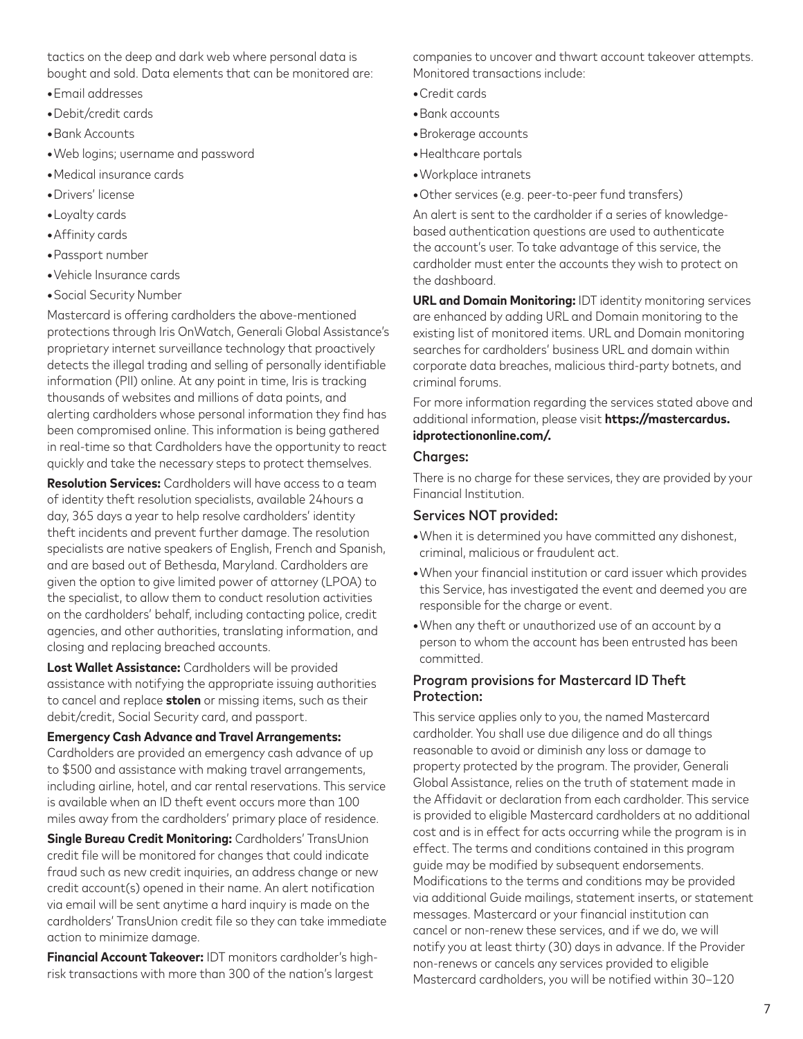tactics on the deep and dark web where personal data is bought and sold. Data elements that can be monitored are:

- Email addresses
- Debit/credit cards
- Bank Accounts
- Web logins; username and password
- Medical insurance cards
- Drivers' license
- Loyalty cards
- Affinity cards
- Passport number
- Vehicle Insurance cards
- Social Security Number

Mastercard is offering cardholders the above-mentioned protections through Iris OnWatch, Generali Global Assistance's proprietary internet surveillance technology that proactively detects the illegal trading and selling of personally identifiable information (PII) online. At any point in time, Iris is tracking thousands of websites and millions of data points, and alerting cardholders whose personal information they find has been compromised online. This information is being gathered in real-time so that Cardholders have the opportunity to react quickly and take the necessary steps to protect themselves.

**Resolution Services:** Cardholders will have access to a team of identity theft resolution specialists, available 24hours a day, 365 days a year to help resolve cardholders' identity theft incidents and prevent further damage. The resolution specialists are native speakers of English, French and Spanish, and are based out of Bethesda, Maryland. Cardholders are given the option to give limited power of attorney (LPOA) to the specialist, to allow them to conduct resolution activities on the cardholders' behalf, including contacting police, credit agencies, and other authorities, translating information, and closing and replacing breached accounts.

**Lost Wallet Assistance:** Cardholders will be provided assistance with notifying the appropriate issuing authorities to cancel and replace **stolen** or missing items, such as their debit/credit, Social Security card, and passport.

**Emergency Cash Advance and Travel Arrangements:** Cardholders are provided an emergency cash advance of up to $500 and assistance with making travel arrangements, including airline, hotel, and car rental reservations. This service is available when an ID theft event occurs more than 100 miles away from the cardholders' primary place of residence.

**Single Bureau Credit Monitoring:** Cardholders' TransUnion credit file will be monitored for changes that could indicate fraud such as new credit inquiries, an address change or new credit account(s) opened in their name. An alert notification via email will be sent anytime a hard inquiry is made on the cardholders' TransUnion credit file so they can take immediate action to minimize damage.

**Financial Account Takeover:** IDT monitors cardholder's high-risk transactions with more than 300 of the nation's largest companies to uncover and thwart account takeover attempts. Monitored transactions include:

- Credit cards
- Bank accounts
- Brokerage accounts
- Healthcare portals
- Workplace intranets
- Other services (e.g. peer-to-peer fund transfers)

An alert is sent to the cardholder if a series of knowledge-based authentication questions are used to authenticate the account's user. To take advantage of this service, the cardholder must enter the accounts they wish to protect on the dashboard.

**URL and Domain Monitoring:** IDT identity monitoring services are enhanced by adding URL and Domain monitoring to the existing list of monitored items. URL and Domain monitoring searches for cardholders' business URL and domain within corporate data breaches, malicious third-party botnets, and criminal forums.

For more information regarding the services stated above and additional information, please visit **https://mastercardus.idprotectiononline.com/.**

### Charges:

There is no charge for these services, they are provided by your Financial Institution.

### Services NOT provided:

- When it is determined you have committed any dishonest, criminal, malicious or fraudulent act.
- When your financial institution or card issuer which provides this Service, has investigated the event and deemed you are responsible for the charge or event.
- When any theft or unauthorized use of an account by a person to whom the account has been entrusted has been committed.

### Program provisions for Mastercard ID Theft Protection:

This service applies only to you, the named Mastercard cardholder. You shall use due diligence and do all things reasonable to avoid or diminish any loss or damage to property protected by the program. The provider, Generali Global Assistance, relies on the truth of statement made in the Affidavit or declaration from each cardholder. This service is provided to eligible Mastercard cardholders at no additional cost and is in effect for acts occurring while the program is in effect. The terms and conditions contained in this program guide may be modified by subsequent endorsements. Modifications to the terms and conditions may be provided via additional Guide mailings, statement inserts, or statement messages. Mastercard or your financial institution can cancel or non-renew these services, and if we do, we will notify you at least thirty (30) days in advance. If the Provider non-renews or cancels any services provided to eligible Mastercard cardholders, you will be notified within 30–120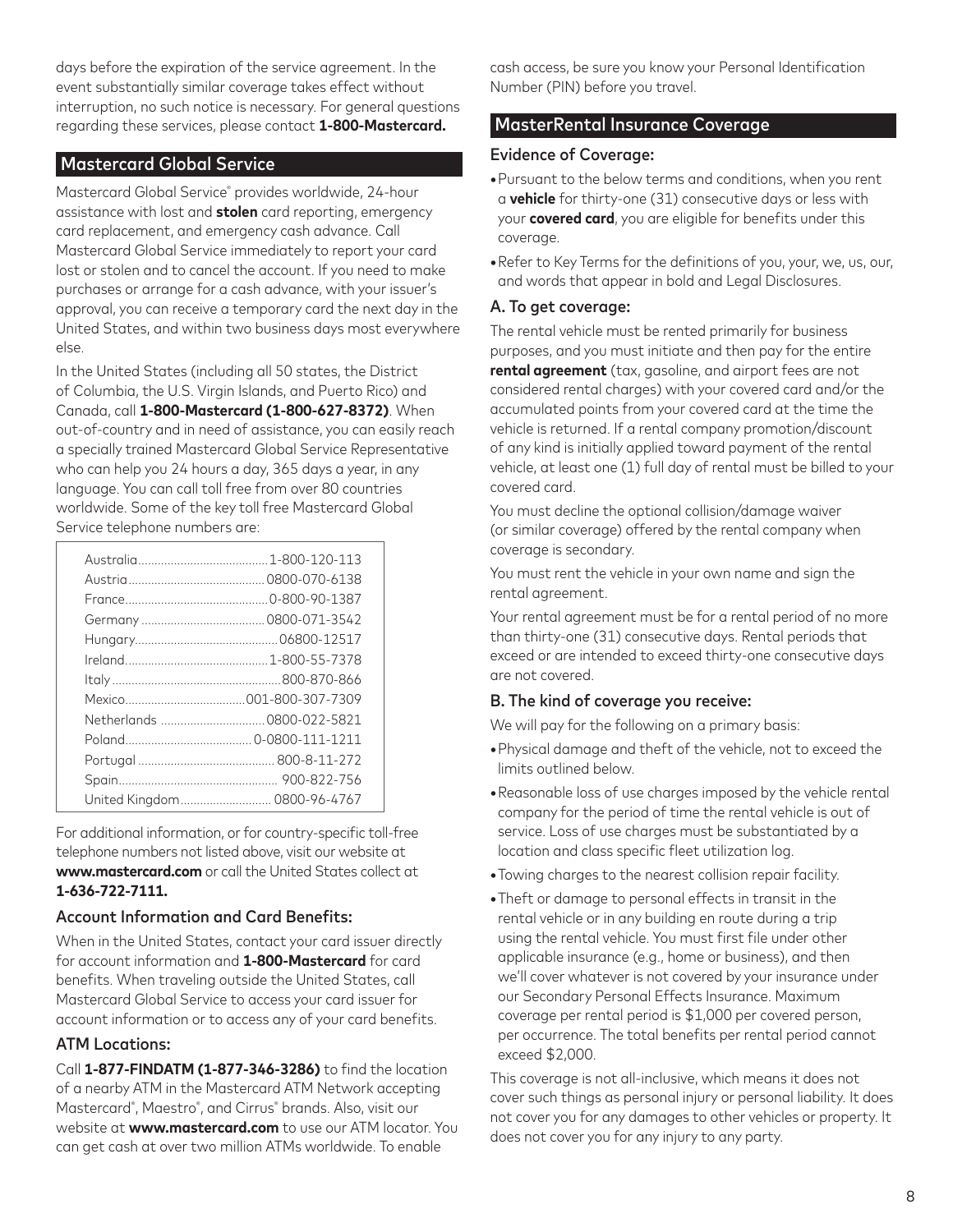days before the expiration of the service agreement. In the event substantially similar coverage takes effect without interruption, no such notice is necessary. For general questions regarding these services, please contact **1-800-Mastercard.**

## Mastercard Global Service

Mastercard Global Service® provides worldwide, 24-hour assistance with lost and **stolen** card reporting, emergency card replacement, and emergency cash advance. Call Mastercard Global Service immediately to report your card lost or stolen and to cancel the account. If you need to make purchases or arrange for a cash advance, with your issuer's approval, you can receive a temporary card the next day in the United States, and within two business days most everywhere else.

In the United States (including all 50 states, the District of Columbia, the U.S. Virgin Islands, and Puerto Rico) and Canada, call **1-800-Mastercard (1-800-627-8372)**. When out-of-country and in need of assistance, you can easily reach a specially trained Mastercard Global Service Representative who can help you 24 hours a day, 365 days a year, in any language. You can call toll free from over 80 countries worldwide. Some of the key toll free Mastercard Global Service telephone numbers are:

| Country | Telephone Number |
| --- | --- |
| Australia | 1-800-120-113 |
| Austria | 0800-070-6138 |
| France | 0-800-90-1387 |
| Germany | 0800-071-3542 |
| Hungary | 06800-12517 |
| Ireland | 1-800-55-7378 |
| Italy | 800-870-866 |
| Mexico | 001-800-307-7309 |
| Netherlands | 0800-022-5821 |
| Poland | 0-0800-111-1211 |
| Portugal | 800-8-11-272 |
| Spain | 900-822-756 |
| United Kingdom | 0800-96-4767 |

For additional information, or for country-specific toll-free telephone numbers not listed above, visit our website at **www.mastercard.com** or call the United States collect at **1-636-722-7111.**

### Account Information and Card Benefits:

When in the United States, contact your card issuer directly for account information and **1-800-Mastercard** for card benefits. When traveling outside the United States, call Mastercard Global Service to access your card issuer for account information or to access any of your card benefits.

### ATM Locations:

Call **1-877-FINDATM (1-877-346-3286)** to find the location of a nearby ATM in the Mastercard ATM Network accepting Mastercard®, Maestro®, and Cirrus® brands. Also, visit our website at **www.mastercard.com** to use our ATM locator. You can get cash at over two million ATMs worldwide. To enable cash access, be sure you know your Personal Identification Number (PIN) before you travel.

## MasterRental Insurance Coverage

### Evidence of Coverage:

- Pursuant to the below terms and conditions, when you rent a **vehicle** for thirty-one (31) consecutive days or less with your **covered card**, you are eligible for benefits under this coverage.
- Refer to Key Terms for the definitions of you, your, we, us, our, and words that appear in bold and Legal Disclosures.

### A. To get coverage:

The rental vehicle must be rented primarily for business purposes, and you must initiate and then pay for the entire **rental agreement** (tax, gasoline, and airport fees are not considered rental charges) with your covered card and/or the accumulated points from your covered card at the time the vehicle is returned. If a rental company promotion/discount of any kind is initially applied toward payment of the rental vehicle, at least one (1) full day of rental must be billed to your covered card.

You must decline the optional collision/damage waiver (or similar coverage) offered by the rental company when coverage is secondary.

You must rent the vehicle in your own name and sign the rental agreement.

Your rental agreement must be for a rental period of no more than thirty-one (31) consecutive days. Rental periods that exceed or are intended to exceed thirty-one consecutive days are not covered.

### B. The kind of coverage you receive:

We will pay for the following on a primary basis:

- Physical damage and theft of the vehicle, not to exceed the limits outlined below.
- Reasonable loss of use charges imposed by the vehicle rental company for the period of time the rental vehicle is out of service. Loss of use charges must be substantiated by a location and class specific fleet utilization log.
- Towing charges to the nearest collision repair facility.
- Theft or damage to personal effects in transit in the rental vehicle or in any building en route during a trip using the rental vehicle. You must first file under other applicable insurance (e.g., home or business), and then we'll cover whatever is not covered by your insurance under our Secondary Personal Effects Insurance. Maximum coverage per rental period is $1,000 per covered person, per occurrence. The total benefits per rental period cannot exceed $2,000.

This coverage is not all-inclusive, which means it does not cover such things as personal injury or personal liability. It does not cover you for any damages to other vehicles or property. It does not cover you for any injury to any party.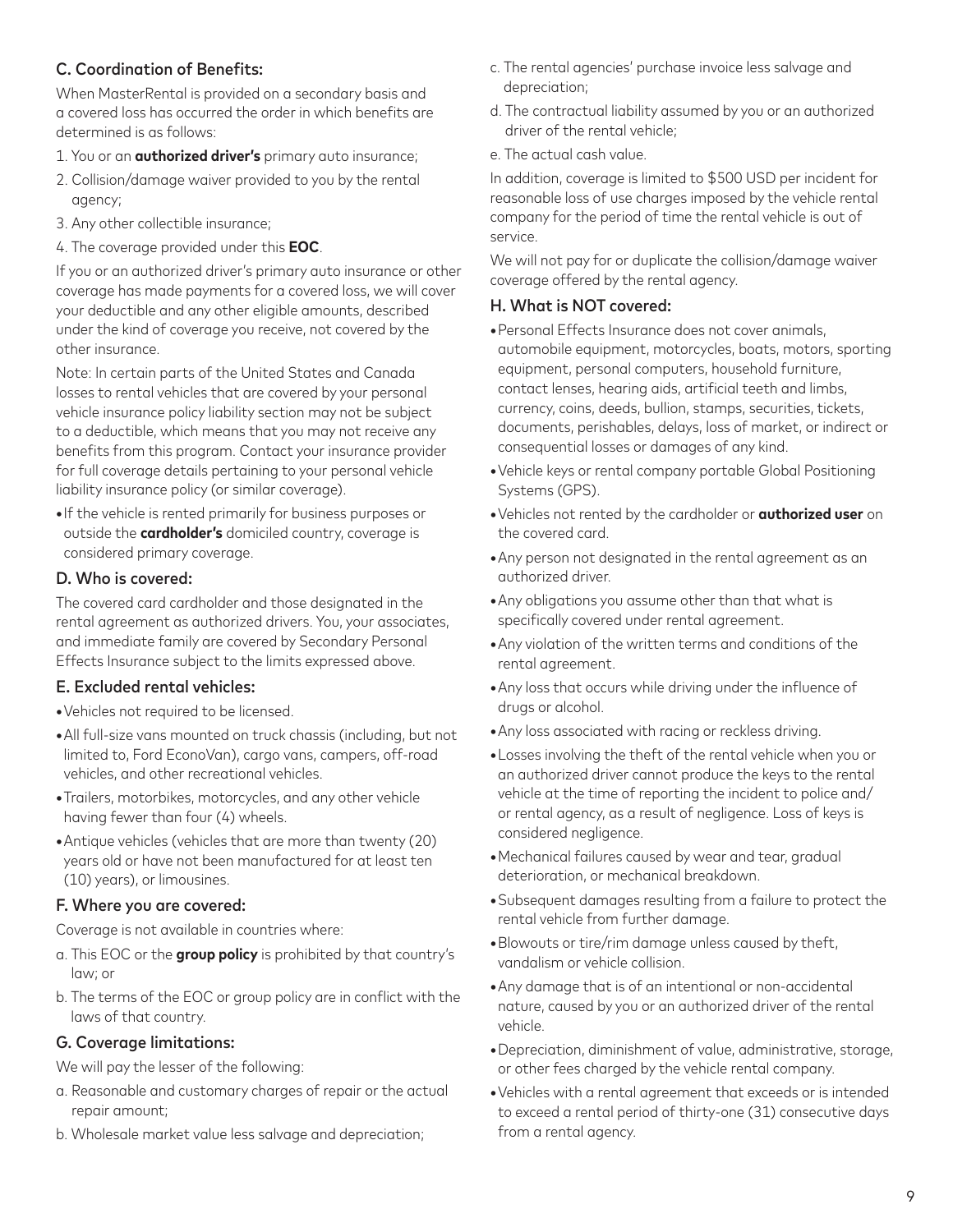### C. Coordination of Benefits:

When MasterRental is provided on a secondary basis and a covered loss has occurred the order in which benefits are determined is as follows:

1. You or an **authorized driver's** primary auto insurance;
2. Collision/damage waiver provided to you by the rental agency;
3. Any other collectible insurance;
4. The coverage provided under this **EOC**.

If you or an authorized driver's primary auto insurance or other coverage has made payments for a covered loss, we will cover your deductible and any other eligible amounts, described under the kind of coverage you receive, not covered by the other insurance.

Note: In certain parts of the United States and Canada losses to rental vehicles that are covered by your personal vehicle insurance policy liability section may not be subject to a deductible, which means that you may not receive any benefits from this program. Contact your insurance provider for full coverage details pertaining to your personal vehicle liability insurance policy (or similar coverage).

- If the vehicle is rented primarily for business purposes or outside the **cardholder's** domiciled country, coverage is considered primary coverage.

### D. Who is covered:

The covered card cardholder and those designated in the rental agreement as authorized drivers. You, your associates, and immediate family are covered by Secondary Personal Effects Insurance subject to the limits expressed above.

### E. Excluded rental vehicles:

- Vehicles not required to be licensed.
- All full-size vans mounted on truck chassis (including, but not limited to, Ford EconoVan), cargo vans, campers, off-road vehicles, and other recreational vehicles.
- Trailers, motorbikes, motorcycles, and any other vehicle having fewer than four (4) wheels.
- Antique vehicles (vehicles that are more than twenty (20) years old or have not been manufactured for at least ten (10) years), or limousines.

### F. Where you are covered:

Coverage is not available in countries where:

a. This EOC or the **group policy** is prohibited by that country's law; or

b. The terms of the EOC or group policy are in conflict with the laws of that country.

### G. Coverage limitations:

We will pay the lesser of the following:

a. Reasonable and customary charges of repair or the actual repair amount;

b. Wholesale market value less salvage and depreciation;

c. The rental agencies' purchase invoice less salvage and depreciation;

d. The contractual liability assumed by you or an authorized driver of the rental vehicle;

e. The actual cash value.

In addition, coverage is limited to $500 USD per incident for reasonable loss of use charges imposed by the vehicle rental company for the period of time the rental vehicle is out of service.

We will not pay for or duplicate the collision/damage waiver coverage offered by the rental agency.

### H. What is NOT covered:

- Personal Effects Insurance does not cover animals, automobile equipment, motorcycles, boats, motors, sporting equipment, personal computers, household furniture, contact lenses, hearing aids, artificial teeth and limbs, currency, coins, deeds, bullion, stamps, securities, tickets, documents, perishables, delays, loss of market, or indirect or consequential losses or damages of any kind.
- Vehicle keys or rental company portable Global Positioning Systems (GPS).
- Vehicles not rented by the cardholder or **authorized user** on the covered card.
- Any person not designated in the rental agreement as an authorized driver.
- Any obligations you assume other than that what is specifically covered under rental agreement.
- Any violation of the written terms and conditions of the rental agreement.
- Any loss that occurs while driving under the influence of drugs or alcohol.
- Any loss associated with racing or reckless driving.
- Losses involving the theft of the rental vehicle when you or an authorized driver cannot produce the keys to the rental vehicle at the time of reporting the incident to police and/ or rental agency, as a result of negligence. Loss of keys is considered negligence.
- Mechanical failures caused by wear and tear, gradual deterioration, or mechanical breakdown.
- Subsequent damages resulting from a failure to protect the rental vehicle from further damage.
- Blowouts or tire/rim damage unless caused by theft, vandalism or vehicle collision.
- Any damage that is of an intentional or non-accidental nature, caused by you or an authorized driver of the rental vehicle.
- Depreciation, diminishment of value, administrative, storage, or other fees charged by the vehicle rental company.
- Vehicles with a rental agreement that exceeds or is intended to exceed a rental period of thirty-one (31) consecutive days from a rental agency.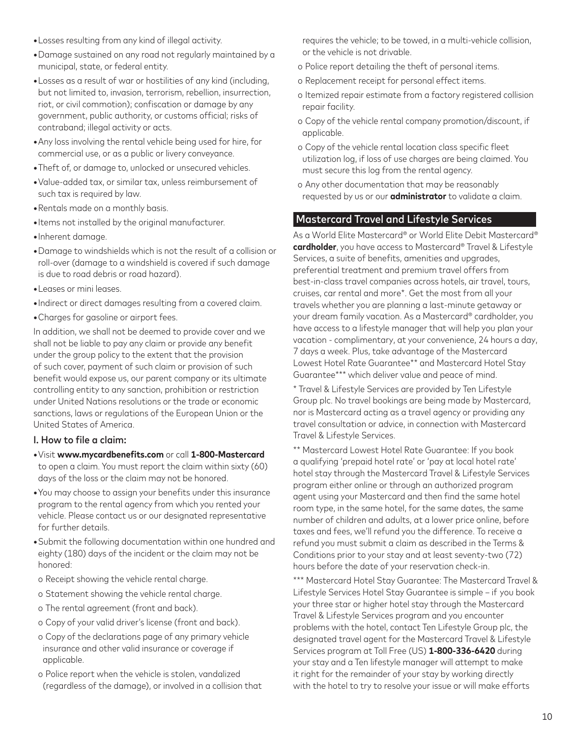- Losses resulting from any kind of illegal activity.
- Damage sustained on any road not regularly maintained by a municipal, state, or federal entity.
- Losses as a result of war or hostilities of any kind (including, but not limited to, invasion, terrorism, rebellion, insurrection, riot, or civil commotion); confiscation or damage by any government, public authority, or customs official; risks of contraband; illegal activity or acts.
- Any loss involving the rental vehicle being used for hire, for commercial use, or as a public or livery conveyance.
- Theft of, or damage to, unlocked or unsecured vehicles.
- Value-added tax, or similar tax, unless reimbursement of such tax is required by law.
- Rentals made on a monthly basis.
- Items not installed by the original manufacturer.
- Inherent damage.
- Damage to windshields which is not the result of a collision or roll-over (damage to a windshield is covered if such damage is due to road debris or road hazard).
- Leases or mini leases.
- Indirect or direct damages resulting from a covered claim.
- Charges for gasoline or airport fees.

In addition, we shall not be deemed to provide cover and we shall not be liable to pay any claim or provide any benefit under the group policy to the extent that the provision of such cover, payment of such claim or provision of such benefit would expose us, our parent company or its ultimate controlling entity to any sanction, prohibition or restriction under United Nations resolutions or the trade or economic sanctions, laws or regulations of the European Union or the United States of America.

### I. How to file a claim:

- Visit **www.mycardbenefits.com** or call **1-800-Mastercard** to open a claim. You must report the claim within sixty (60) days of the loss or the claim may not be honored.
- You may choose to assign your benefits under this insurance program to the rental agency from which you rented your vehicle. Please contact us or our designated representative for further details.
- Submit the following documentation within one hundred and eighty (180) days of the incident or the claim may not be honored:
  - o Receipt showing the vehicle rental charge.
  - o Statement showing the vehicle rental charge.
  - o The rental agreement (front and back).
  - o Copy of your valid driver's license (front and back).
  - o Copy of the declarations page of any primary vehicle insurance and other valid insurance or coverage if applicable.
  - o Police report when the vehicle is stolen, vandalized (regardless of the damage), or involved in a collision that requires the vehicle; to be towed, in a multi-vehicle collision, or the vehicle is not drivable.
  - o Police report detailing the theft of personal items.
  - o Replacement receipt for personal effect items.
  - o Itemized repair estimate from a factory registered collision repair facility.
  - o Copy of the vehicle rental company promotion/discount, if applicable.
  - o Copy of the vehicle rental location class specific fleet utilization log, if loss of use charges are being claimed. You must secure this log from the rental agency.
  - o Any other documentation that may be reasonably requested by us or our **administrator** to validate a claim.

## Mastercard Travel and Lifestyle Services

As a World Elite Mastercard® or World Elite Debit Mastercard® **cardholder**, you have access to Mastercard® Travel & Lifestyle Services, a suite of benefits, amenities and upgrades, preferential treatment and premium travel offers from best-in-class travel companies across hotels, air travel, tours, cruises, car rental and more*. Get the most from all your travels whether you are planning a last-minute getaway or your dream family vacation. As a Mastercard® cardholder, you have access to a lifestyle manager that will help you plan your vacation - complimentary, at your convenience, 24 hours a day, 7 days a week. Plus, take advantage of the Mastercard Lowest Hotel Rate Guarantee** and Mastercard Hotel Stay Guarantee*** which deliver value and peace of mind.

* Travel & Lifestyle Services are provided by Ten Lifestyle Group plc. No travel bookings are being made by Mastercard, nor is Mastercard acting as a travel agency or providing any travel consultation or advice, in connection with Mastercard Travel & Lifestyle Services.

** Mastercard Lowest Hotel Rate Guarantee: If you book a qualifying 'prepaid hotel rate' or 'pay at local hotel rate' hotel stay through the Mastercard Travel & Lifestyle Services program either online or through an authorized program agent using your Mastercard and then find the same hotel room type, in the same hotel, for the same dates, the same number of children and adults, at a lower price online, before taxes and fees, we'll refund you the difference. To receive a refund you must submit a claim as described in the Terms & Conditions prior to your stay and at least seventy-two (72) hours before the date of your reservation check-in.

*** Mastercard Hotel Stay Guarantee: The Mastercard Travel & Lifestyle Services Hotel Stay Guarantee is simple – if you book your three star or higher hotel stay through the Mastercard Travel & Lifestyle Services program and you encounter problems with the hotel, contact Ten Lifestyle Group plc, the designated travel agent for the Mastercard Travel & Lifestyle Services program at Toll Free (US) **1-800-336-6420** during your stay and a Ten lifestyle manager will attempt to make it right for the remainder of your stay by working directly with the hotel to try to resolve your issue or will make efforts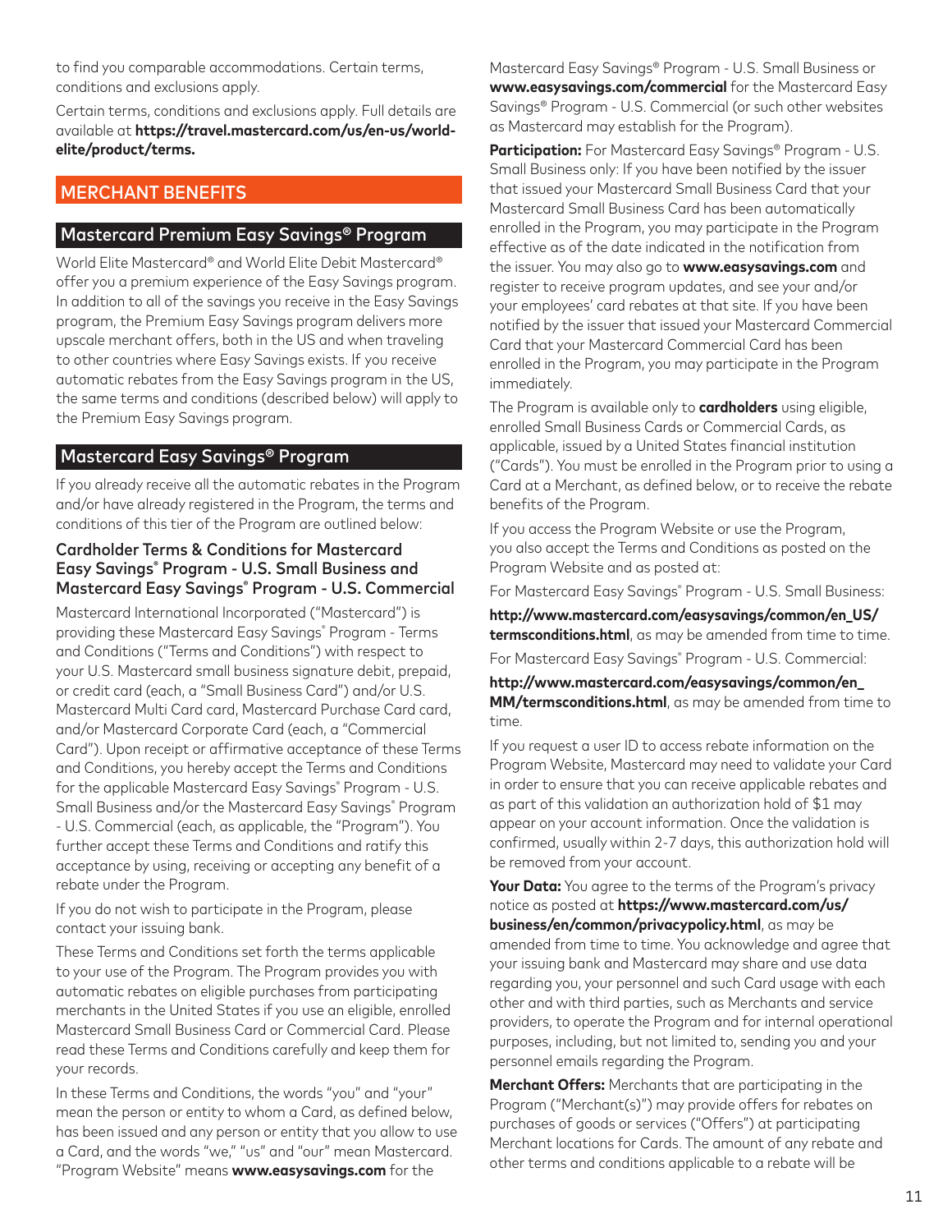to find you comparable accommodations. Certain terms, conditions and exclusions apply.

Certain terms, conditions and exclusions apply. Full details are available at **https://travel.mastercard.com/us/en-us/world-elite/product/terms.**

## MERCHANT BENEFITS

### Mastercard Premium Easy Savings® Program

World Elite Mastercard® and World Elite Debit Mastercard® offer you a premium experience of the Easy Savings program. In addition to all of the savings you receive in the Easy Savings program, the Premium Easy Savings program delivers more upscale merchant offers, both in the US and when traveling to other countries where Easy Savings exists. If you receive automatic rebates from the Easy Savings program in the US, the same terms and conditions (described below) will apply to the Premium Easy Savings program.

### Mastercard Easy Savings® Program

If you already receive all the automatic rebates in the Program and/or have already registered in the Program, the terms and conditions of this tier of the Program are outlined below:

#### Cardholder Terms & Conditions for Mastercard Easy Savings® Program - U.S. Small Business and Mastercard Easy Savings® Program - U.S. Commercial

Mastercard International Incorporated ("Mastercard") is providing these Mastercard Easy Savings® Program - Terms and Conditions ("Terms and Conditions") with respect to your U.S. Mastercard small business signature debit, prepaid, or credit card (each, a "Small Business Card") and/or U.S. Mastercard Multi Card card, Mastercard Purchase Card card, and/or Mastercard Corporate Card (each, a "Commercial Card"). Upon receipt or affirmative acceptance of these Terms and Conditions, you hereby accept the Terms and Conditions for the applicable Mastercard Easy Savings® Program - U.S. Small Business and/or the Mastercard Easy Savings® Program - U.S. Commercial (each, as applicable, the "Program"). You further accept these Terms and Conditions and ratify this acceptance by using, receiving or accepting any benefit of a rebate under the Program.

If you do not wish to participate in the Program, please contact your issuing bank.

These Terms and Conditions set forth the terms applicable to your use of the Program. The Program provides you with automatic rebates on eligible purchases from participating merchants in the United States if you use an eligible, enrolled Mastercard Small Business Card or Commercial Card. Please read these Terms and Conditions carefully and keep them for your records.

In these Terms and Conditions, the words "you" and "your" mean the person or entity to whom a Card, as defined below, has been issued and any person or entity that you allow to use a Card, and the words "we," "us" and "our" mean Mastercard. "Program Website" means **www.easysavings.com** for the Mastercard Easy Savings® Program - U.S. Small Business or **www.easysavings.com/commercial** for the Mastercard Easy Savings® Program - U.S. Commercial (or such other websites as Mastercard may establish for the Program).

**Participation:** For Mastercard Easy Savings® Program - U.S. Small Business only: If you have been notified by the issuer that issued your Mastercard Small Business Card that your Mastercard Small Business Card has been automatically enrolled in the Program, you may participate in the Program effective as of the date indicated in the notification from the issuer. You may also go to **www.easysavings.com** and register to receive program updates, and see your and/or your employees' card rebates at that site. If you have been notified by the issuer that issued your Mastercard Commercial Card that your Mastercard Commercial Card has been enrolled in the Program, you may participate in the Program immediately.

The Program is available only to **cardholders** using eligible, enrolled Small Business Cards or Commercial Cards, as applicable, issued by a United States financial institution ("Cards"). You must be enrolled in the Program prior to using a Card at a Merchant, as defined below, or to receive the rebate benefits of the Program.

If you access the Program Website or use the Program, you also accept the Terms and Conditions as posted on the Program Website and as posted at:

For Mastercard Easy Savings® Program - U.S. Small Business:

**http://www.mastercard.com/easysavings/common/en_US/termsconditions.html**, as may be amended from time to time.

For Mastercard Easy Savings® Program - U.S. Commercial:

**http://www.mastercard.com/easysavings/common/en_MM/termsconditions.html**, as may be amended from time to time.

If you request a user ID to access rebate information on the Program Website, Mastercard may need to validate your Card in order to ensure that you can receive applicable rebates and as part of this validation an authorization hold of $1 may appear on your account information. Once the validation is confirmed, usually within 2-7 days, this authorization hold will be removed from your account.

**Your Data:** You agree to the terms of the Program's privacy notice as posted at **https://www.mastercard.com/us/business/en/common/privacypolicy.html**, as may be amended from time to time. You acknowledge and agree that your issuing bank and Mastercard may share and use data regarding you, your personnel and such Card usage with each other and with third parties, such as Merchants and service providers, to operate the Program and for internal operational purposes, including, but not limited to, sending you and your personnel emails regarding the Program.

**Merchant Offers:** Merchants that are participating in the Program ("Merchant(s)") may provide offers for rebates on purchases of goods or services ("Offers") at participating Merchant locations for Cards. The amount of any rebate and other terms and conditions applicable to a rebate will be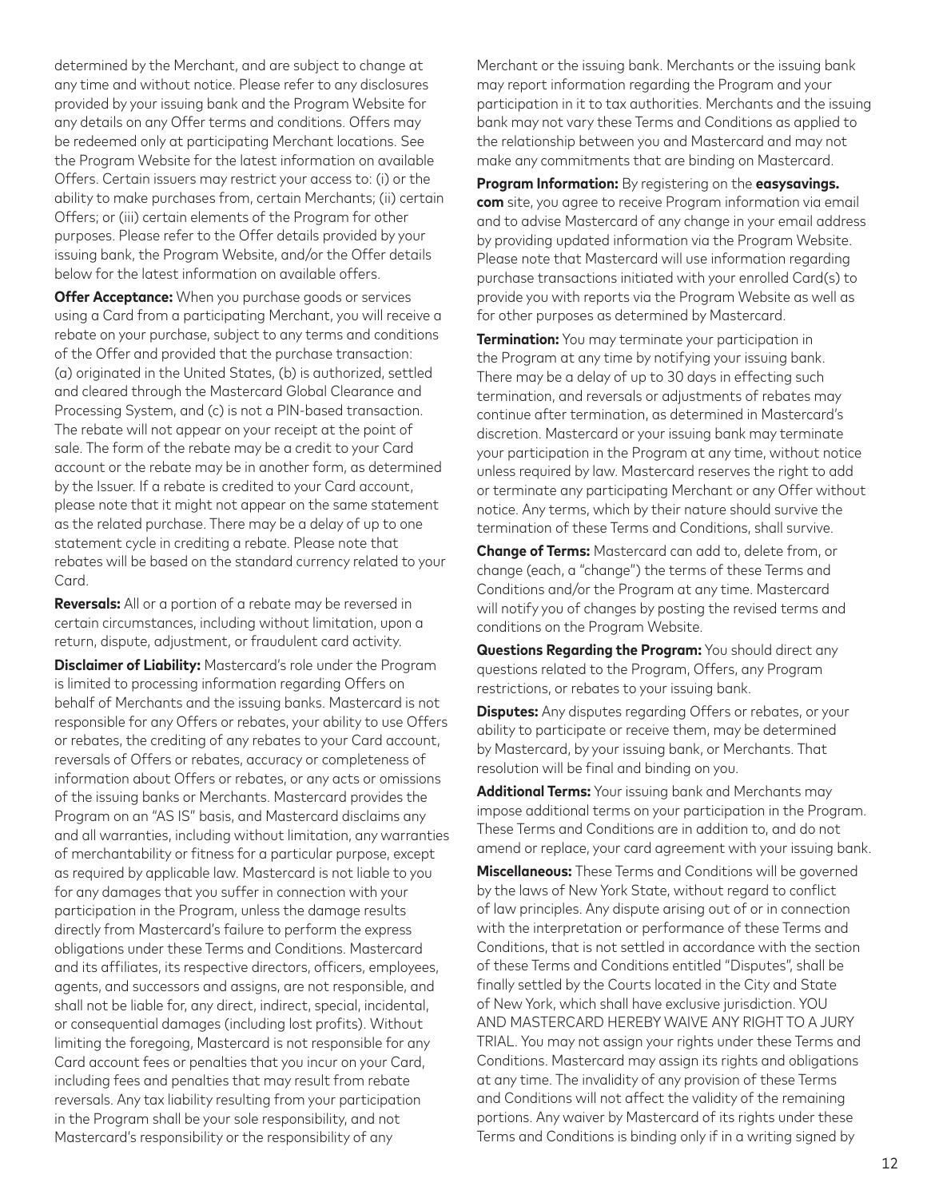determined by the Merchant, and are subject to change at any time and without notice. Please refer to any disclosures provided by your issuing bank and the Program Website for any details on any Offer terms and conditions. Offers may be redeemed only at participating Merchant locations. See the Program Website for the latest information on available Offers. Certain issuers may restrict your access to: (i) or the ability to make purchases from, certain Merchants; (ii) certain Offers; or (iii) certain elements of the Program for other purposes. Please refer to the Offer details provided by your issuing bank, the Program Website, and/or the Offer details below for the latest information on available offers.

**Offer Acceptance:** When you purchase goods or services using a Card from a participating Merchant, you will receive a rebate on your purchase, subject to any terms and conditions of the Offer and provided that the purchase transaction: (a) originated in the United States, (b) is authorized, settled and cleared through the Mastercard Global Clearance and Processing System, and (c) is not a PIN-based transaction. The rebate will not appear on your receipt at the point of sale. The form of the rebate may be a credit to your Card account or the rebate may be in another form, as determined by the Issuer. If a rebate is credited to your Card account, please note that it might not appear on the same statement as the related purchase. There may be a delay of up to one statement cycle in crediting a rebate. Please note that rebates will be based on the standard currency related to your Card.

**Reversals:** All or a portion of a rebate may be reversed in certain circumstances, including without limitation, upon a return, dispute, adjustment, or fraudulent card activity.

**Disclaimer of Liability:** Mastercard's role under the Program is limited to processing information regarding Offers on behalf of Merchants and the issuing banks. Mastercard is not responsible for any Offers or rebates, your ability to use Offers or rebates, the crediting of any rebates to your Card account, reversals of Offers or rebates, accuracy or completeness of information about Offers or rebates, or any acts or omissions of the issuing banks or Merchants. Mastercard provides the Program on an "AS IS" basis, and Mastercard disclaims any and all warranties, including without limitation, any warranties of merchantability or fitness for a particular purpose, except as required by applicable law. Mastercard is not liable to you for any damages that you suffer in connection with your participation in the Program, unless the damage results directly from Mastercard's failure to perform the express obligations under these Terms and Conditions. Mastercard and its affiliates, its respective directors, officers, employees, agents, and successors and assigns, are not responsible, and shall not be liable for, any direct, indirect, special, incidental, or consequential damages (including lost profits). Without limiting the foregoing, Mastercard is not responsible for any Card account fees or penalties that you incur on your Card, including fees and penalties that may result from rebate reversals. Any tax liability resulting from your participation in the Program shall be your sole responsibility, and not Mastercard's responsibility or the responsibility of any Merchant or the issuing bank. Merchants or the issuing bank may report information regarding the Program and your participation in it to tax authorities. Merchants and the issuing bank may not vary these Terms and Conditions as applied to the relationship between you and Mastercard and may not make any commitments that are binding on Mastercard.

**Program Information:** By registering on the **easysavings.com** site, you agree to receive Program information via email and to advise Mastercard of any change in your email address by providing updated information via the Program Website. Please note that Mastercard will use information regarding purchase transactions initiated with your enrolled Card(s) to provide you with reports via the Program Website as well as for other purposes as determined by Mastercard.

**Termination:** You may terminate your participation in the Program at any time by notifying your issuing bank. There may be a delay of up to 30 days in effecting such termination, and reversals or adjustments of rebates may continue after termination, as determined in Mastercard's discretion. Mastercard or your issuing bank may terminate your participation in the Program at any time, without notice unless required by law. Mastercard reserves the right to add or terminate any participating Merchant or any Offer without notice. Any terms, which by their nature should survive the termination of these Terms and Conditions, shall survive.

**Change of Terms:** Mastercard can add to, delete from, or change (each, a "change") the terms of these Terms and Conditions and/or the Program at any time. Mastercard will notify you of changes by posting the revised terms and conditions on the Program Website.

**Questions Regarding the Program:** You should direct any questions related to the Program, Offers, any Program restrictions, or rebates to your issuing bank.

**Disputes:** Any disputes regarding Offers or rebates, or your ability to participate or receive them, may be determined by Mastercard, by your issuing bank, or Merchants. That resolution will be final and binding on you.

**Additional Terms:** Your issuing bank and Merchants may impose additional terms on your participation in the Program. These Terms and Conditions are in addition to, and do not amend or replace, your card agreement with your issuing bank.

**Miscellaneous:** These Terms and Conditions will be governed by the laws of New York State, without regard to conflict of law principles. Any dispute arising out of or in connection with the interpretation or performance of these Terms and Conditions, that is not settled in accordance with the section of these Terms and Conditions entitled "Disputes", shall be finally settled by the Courts located in the City and State of New York, which shall have exclusive jurisdiction. YOU AND MASTERCARD HEREBY WAIVE ANY RIGHT TO A JURY TRIAL. You may not assign your rights under these Terms and Conditions. Mastercard may assign its rights and obligations at any time. The invalidity of any provision of these Terms and Conditions will not affect the validity of the remaining portions. Any waiver by Mastercard of its rights under these Terms and Conditions is binding only if in a writing signed by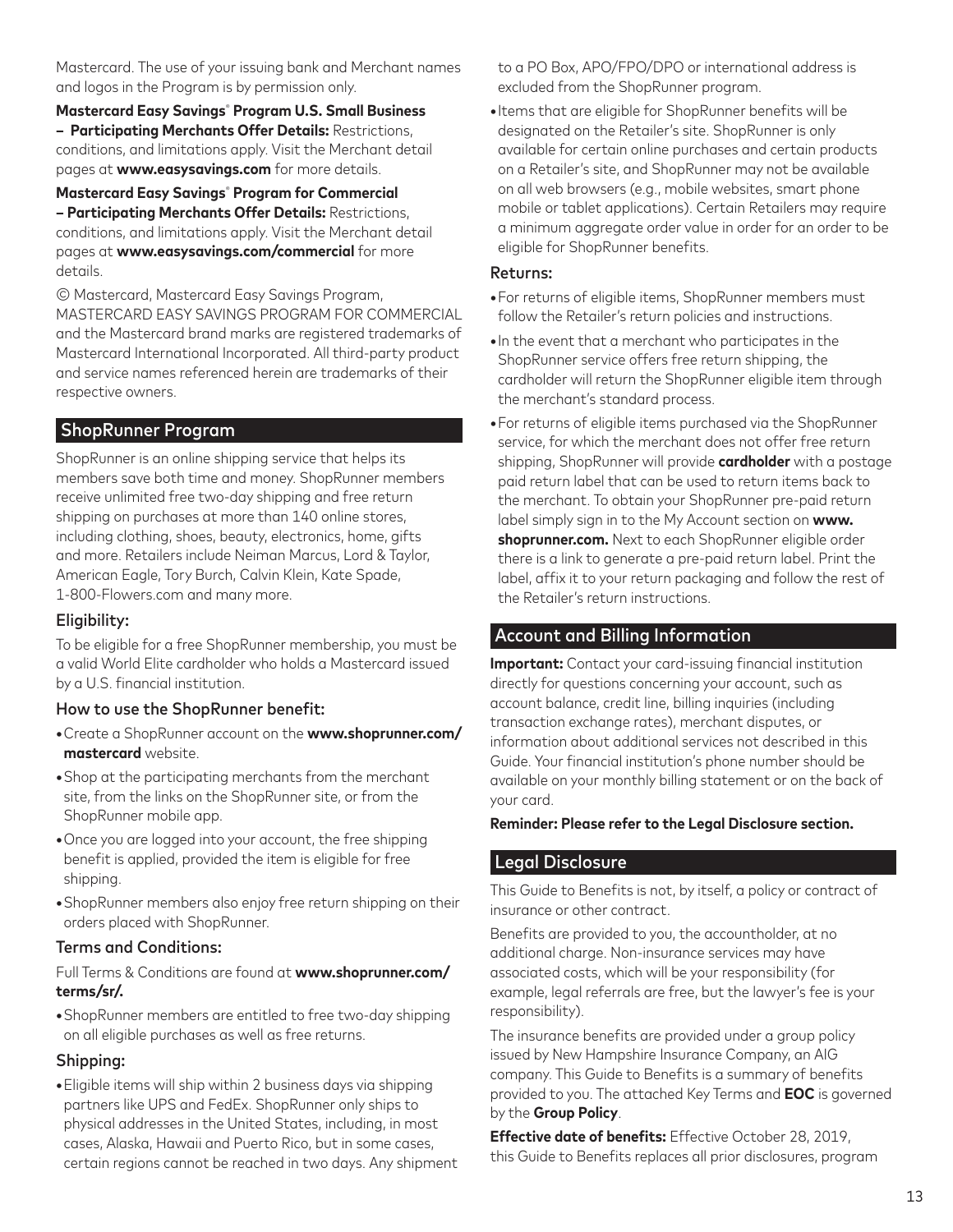Mastercard. The use of your issuing bank and Merchant names and logos in the Program is by permission only.

**Mastercard Easy Savings® Program U.S. Small Business – Participating Merchants Offer Details:** Restrictions, conditions, and limitations apply. Visit the Merchant detail pages at **www.easysavings.com** for more details.

**Mastercard Easy Savings® Program for Commercial – Participating Merchants Offer Details:** Restrictions, conditions, and limitations apply. Visit the Merchant detail pages at **www.easysavings.com/commercial** for more details.

© Mastercard, Mastercard Easy Savings Program, MASTERCARD EASY SAVINGS PROGRAM FOR COMMERCIAL and the Mastercard brand marks are registered trademarks of Mastercard International Incorporated. All third-party product and service names referenced herein are trademarks of their respective owners.

## ShopRunner Program

ShopRunner is an online shipping service that helps its members save both time and money. ShopRunner members receive unlimited free two-day shipping and free return shipping on purchases at more than 140 online stores, including clothing, shoes, beauty, electronics, home, gifts and more. Retailers include Neiman Marcus, Lord & Taylor, American Eagle, Tory Burch, Calvin Klein, Kate Spade, 1-800-Flowers.com and many more.

### Eligibility:

To be eligible for a free ShopRunner membership, you must be a valid World Elite cardholder who holds a Mastercard issued by a U.S. financial institution.

### How to use the ShopRunner benefit:

- Create a ShopRunner account on the **www.shoprunner.com/mastercard** website.
- Shop at the participating merchants from the merchant site, from the links on the ShopRunner site, or from the ShopRunner mobile app.
- Once you are logged into your account, the free shipping benefit is applied, provided the item is eligible for free shipping.
- ShopRunner members also enjoy free return shipping on their orders placed with ShopRunner.

### Terms and Conditions:

Full Terms & Conditions are found at **www.shoprunner.com/terms/sr/.**

- ShopRunner members are entitled to free two-day shipping on all eligible purchases as well as free returns.

### Shipping:

- Eligible items will ship within 2 business days via shipping partners like UPS and FedEx. ShopRunner only ships to physical addresses in the United States, including, in most cases, Alaska, Hawaii and Puerto Rico, but in some cases, certain regions cannot be reached in two days. Any shipment to a PO Box, APO/FPO/DPO or international address is excluded from the ShopRunner program.
- Items that are eligible for ShopRunner benefits will be designated on the Retailer's site. ShopRunner is only available for certain online purchases and certain products on a Retailer's site, and ShopRunner may not be available on all web browsers (e.g., mobile websites, smart phone mobile or tablet applications). Certain Retailers may require a minimum aggregate order value in order for an order to be eligible for ShopRunner benefits.

### Returns:

- For returns of eligible items, ShopRunner members must follow the Retailer's return policies and instructions.
- In the event that a merchant who participates in the ShopRunner service offers free return shipping, the cardholder will return the ShopRunner eligible item through the merchant's standard process.
- For returns of eligible items purchased via the ShopRunner service, for which the merchant does not offer free return shipping, ShopRunner will provide **cardholder** with a postage paid return label that can be used to return items back to the merchant. To obtain your ShopRunner pre-paid return label simply sign in to the My Account section on **www.shoprunner.com.** Next to each ShopRunner eligible order there is a link to generate a pre-paid return label. Print the label, affix it to your return packaging and follow the rest of the Retailer's return instructions.

## Account and Billing Information

**Important:** Contact your card-issuing financial institution directly for questions concerning your account, such as account balance, credit line, billing inquiries (including transaction exchange rates), merchant disputes, or information about additional services not described in this Guide. Your financial institution's phone number should be available on your monthly billing statement or on the back of your card.

**Reminder: Please refer to the Legal Disclosure section.**

## Legal Disclosure

This Guide to Benefits is not, by itself, a policy or contract of insurance or other contract.

Benefits are provided to you, the accountholder, at no additional charge. Non-insurance services may have associated costs, which will be your responsibility (for example, legal referrals are free, but the lawyer's fee is your responsibility).

The insurance benefits are provided under a group policy issued by New Hampshire Insurance Company, an AIG company. This Guide to Benefits is a summary of benefits provided to you. The attached Key Terms and **EOC** is governed by the **Group Policy**.

**Effective date of benefits:** Effective October 28, 2019, this Guide to Benefits replaces all prior disclosures, program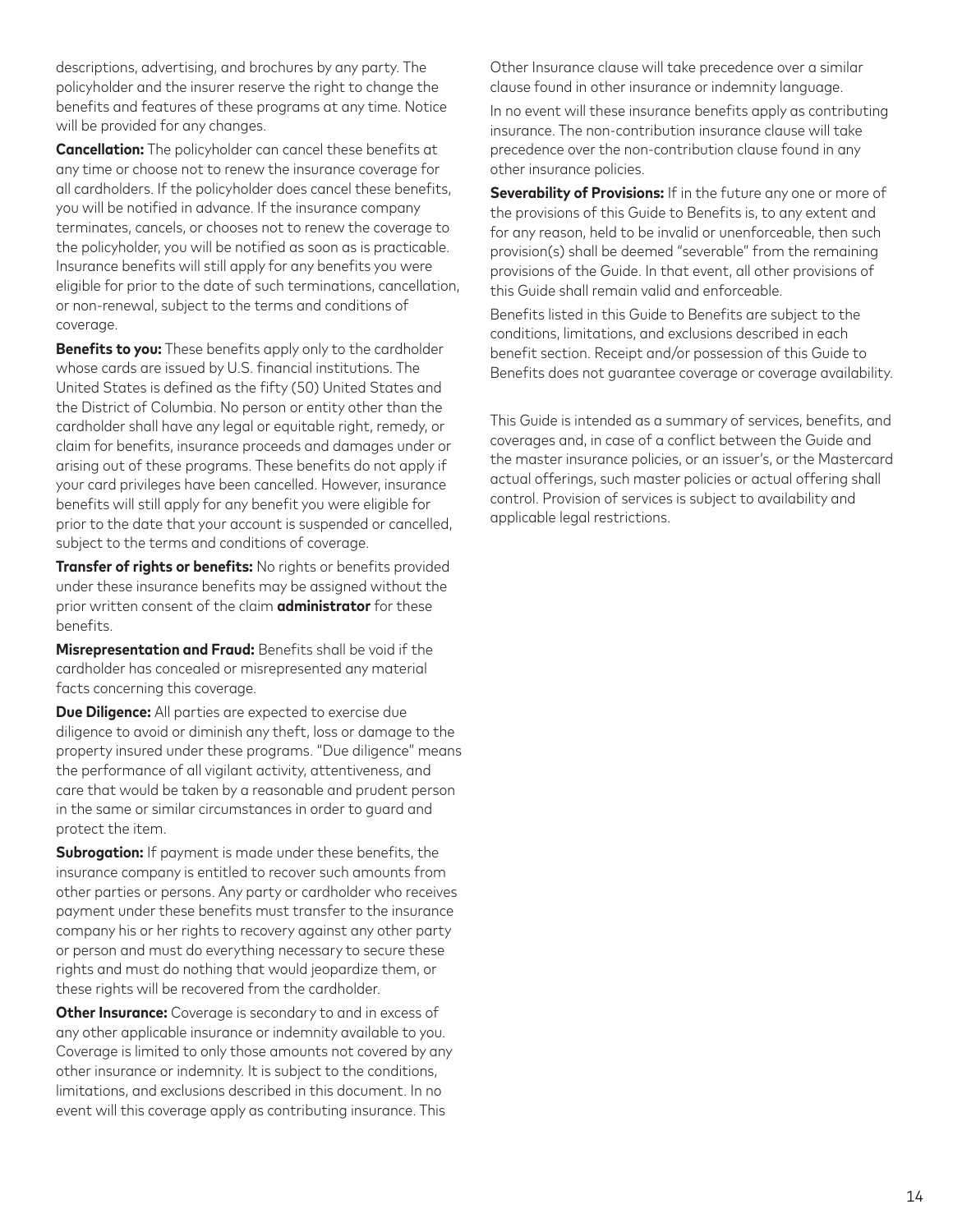descriptions, advertising, and brochures by any party. The policyholder and the insurer reserve the right to change the benefits and features of these programs at any time. Notice will be provided for any changes.

**Cancellation:** The policyholder can cancel these benefits at any time or choose not to renew the insurance coverage for all cardholders. If the policyholder does cancel these benefits, you will be notified in advance. If the insurance company terminates, cancels, or chooses not to renew the coverage to the policyholder, you will be notified as soon as is practicable. Insurance benefits will still apply for any benefits you were eligible for prior to the date of such terminations, cancellation, or non-renewal, subject to the terms and conditions of coverage.

**Benefits to you:** These benefits apply only to the cardholder whose cards are issued by U.S. financial institutions. The United States is defined as the fifty (50) United States and the District of Columbia. No person or entity other than the cardholder shall have any legal or equitable right, remedy, or claim for benefits, insurance proceeds and damages under or arising out of these programs. These benefits do not apply if your card privileges have been cancelled. However, insurance benefits will still apply for any benefit you were eligible for prior to the date that your account is suspended or cancelled, subject to the terms and conditions of coverage.

**Transfer of rights or benefits:** No rights or benefits provided under these insurance benefits may be assigned without the prior written consent of the claim **administrator** for these benefits.

**Misrepresentation and Fraud:** Benefits shall be void if the cardholder has concealed or misrepresented any material facts concerning this coverage.

**Due Diligence:** All parties are expected to exercise due diligence to avoid or diminish any theft, loss or damage to the property insured under these programs. "Due diligence" means the performance of all vigilant activity, attentiveness, and care that would be taken by a reasonable and prudent person in the same or similar circumstances in order to guard and protect the item.

**Subrogation:** If payment is made under these benefits, the insurance company is entitled to recover such amounts from other parties or persons. Any party or cardholder who receives payment under these benefits must transfer to the insurance company his or her rights to recovery against any other party or person and must do everything necessary to secure these rights and must do nothing that would jeopardize them, or these rights will be recovered from the cardholder.

**Other Insurance:** Coverage is secondary to and in excess of any other applicable insurance or indemnity available to you. Coverage is limited to only those amounts not covered by any other insurance or indemnity. It is subject to the conditions, limitations, and exclusions described in this document. In no event will this coverage apply as contributing insurance. This Other Insurance clause will take precedence over a similar clause found in other insurance or indemnity language.

In no event will these insurance benefits apply as contributing insurance. The non-contribution insurance clause will take precedence over the non-contribution clause found in any other insurance policies.

**Severability of Provisions:** If in the future any one or more of the provisions of this Guide to Benefits is, to any extent and for any reason, held to be invalid or unenforceable, then such provision(s) shall be deemed "severable" from the remaining provisions of the Guide. In that event, all other provisions of this Guide shall remain valid and enforceable.

Benefits listed in this Guide to Benefits are subject to the conditions, limitations, and exclusions described in each benefit section. Receipt and/or possession of this Guide to Benefits does not guarantee coverage or coverage availability.

This Guide is intended as a summary of services, benefits, and coverages and, in case of a conflict between the Guide and the master insurance policies, or an issuer's, or the Mastercard actual offerings, such master policies or actual offering shall control. Provision of services is subject to availability and applicable legal restrictions.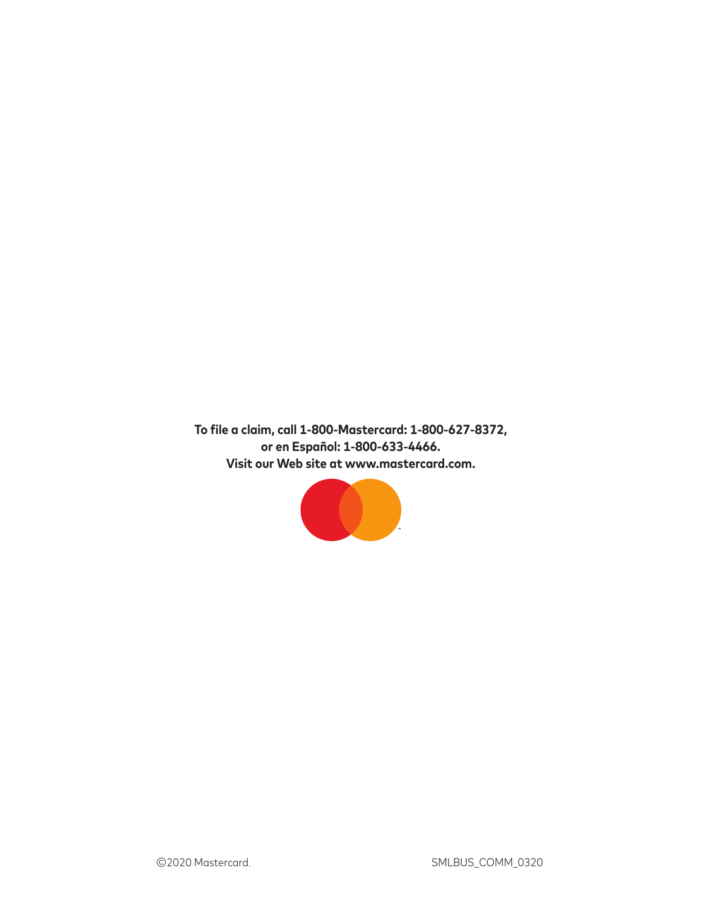**To file a claim, call 1-800-Mastercard: 1-800-627-8372,**
**or en Español: 1-800-633-4466.**
**Visit our Web site at www.mastercard.com.**

©2020 Mastercard.

SMLBUS_COMM_0320